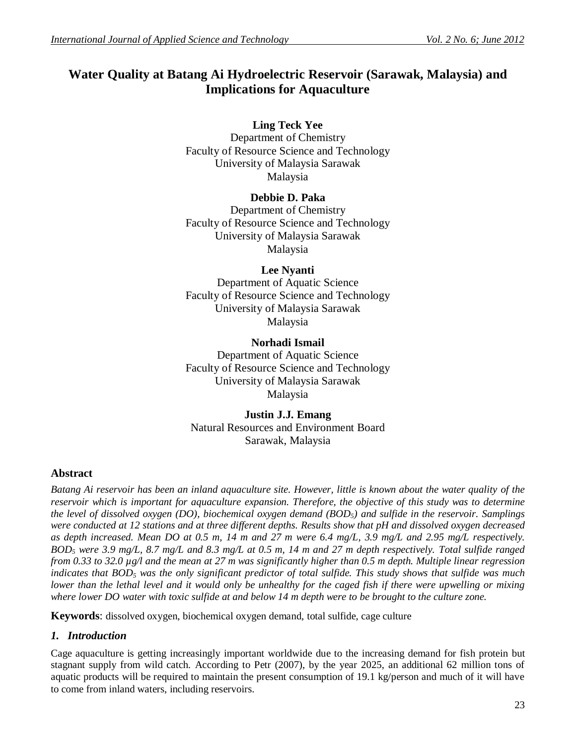# Water Quality at Batang Ai Hydroelectric Reservoir (Sarawak, Malaysia) and Implications for Aquaculture

**Ling Teck Yee**
Department of Chemistry
Faculty of Resource Science and Technology
University of Malaysia Sarawak
Malaysia

**Debbie D. Paka**
Department of Chemistry
Faculty of Resource Science and Technology
University of Malaysia Sarawak
Malaysia

**Lee Nyanti**
Department of Aquatic Science
Faculty of Resource Science and Technology
University of Malaysia Sarawak
Malaysia

**Norhadi Ismail**
Department of Aquatic Science
Faculty of Resource Science and Technology
University of Malaysia Sarawak
Malaysia

**Justin J.J. Emang**
Natural Resources and Environment Board
Sarawak, Malaysia

## Abstract

*Batang Ai reservoir has been an inland aquaculture site. However, little is known about the water quality of the reservoir which is important for aquaculture expansion. Therefore, the objective of this study was to determine the level of dissolved oxygen (DO), biochemical oxygen demand ($BOD_5$) and sulfide in the reservoir. Samplings were conducted at 12 stations and at three different depths. Results show that pH and dissolved oxygen decreased as depth increased. Mean DO at 0.5 m, 14 m and 27 m were 6.4 mg/L, 3.9 mg/L and 2.95 mg/L respectively. $BOD_5$ were 3.9 mg/L, 8.7 mg/L and 8.3 mg/L at 0.5 m, 14 m and 27 m depth respectively. Total sulfide ranged from 0.33 to 32.0 µg/l and the mean at 27 m was significantly higher than 0.5 m depth. Multiple linear regression indicates that $BOD_5$ was the only significant predictor of total sulfide. This study shows that sulfide was much lower than the lethal level and it would only be unhealthy for the caged fish if there were upwelling or mixing where lower DO water with toxic sulfide at and below 14 m depth were to be brought to the culture zone.*

**Keywords**: dissolved oxygen, biochemical oxygen demand, total sulfide, cage culture

## *1. Introduction*

Cage aquaculture is getting increasingly important worldwide due to the increasing demand for fish protein but stagnant supply from wild catch. According to Petr (2007), by the year 2025, an additional 62 million tons of aquatic products will be required to maintain the present consumption of 19.1 kg/person and much of it will have to come from inland waters, including reservoirs.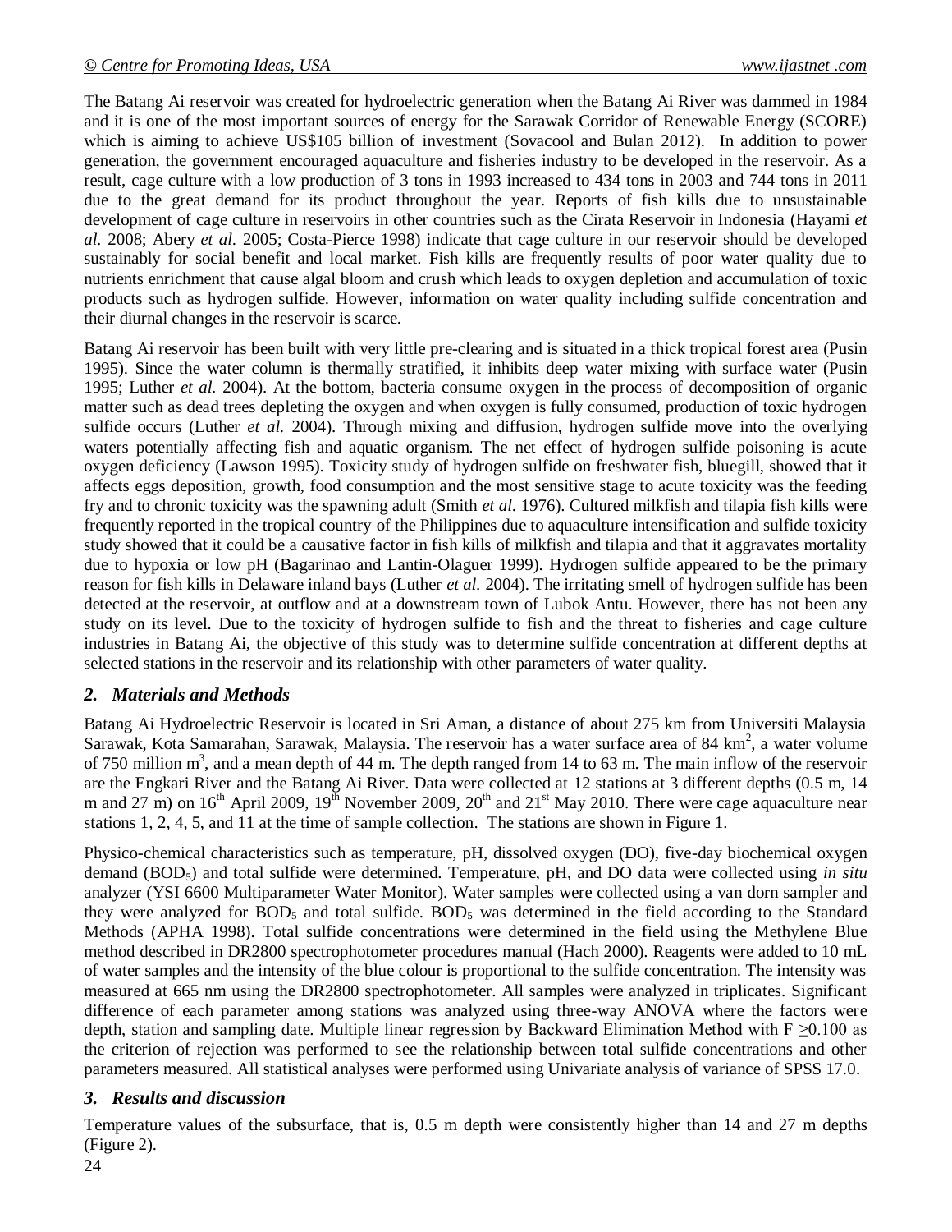The Batang Ai reservoir was created for hydroelectric generation when the Batang Ai River was dammed in 1984 and it is one of the most important sources of energy for the Sarawak Corridor of Renewable Energy (SCORE) which is aiming to achieve US$105 billion of investment (Sovacool and Bulan 2012). In addition to power generation, the government encouraged aquaculture and fisheries industry to be developed in the reservoir. As a result, cage culture with a low production of 3 tons in 1993 increased to 434 tons in 2003 and 744 tons in 2011 due to the great demand for its product throughout the year. Reports of fish kills due to unsustainable development of cage culture in reservoirs in other countries such as the Cirata Reservoir in Indonesia (Hayami *et al.* 2008; Abery *et al.* 2005; Costa-Pierce 1998) indicate that cage culture in our reservoir should be developed sustainably for social benefit and local market. Fish kills are frequently results of poor water quality due to nutrients enrichment that cause algal bloom and crush which leads to oxygen depletion and accumulation of toxic products such as hydrogen sulfide. However, information on water quality including sulfide concentration and their diurnal changes in the reservoir is scarce.

Batang Ai reservoir has been built with very little pre-clearing and is situated in a thick tropical forest area (Pusin 1995). Since the water column is thermally stratified, it inhibits deep water mixing with surface water (Pusin 1995; Luther *et al.* 2004). At the bottom, bacteria consume oxygen in the process of decomposition of organic matter such as dead trees depleting the oxygen and when oxygen is fully consumed, production of toxic hydrogen sulfide occurs (Luther *et al.* 2004). Through mixing and diffusion, hydrogen sulfide move into the overlying waters potentially affecting fish and aquatic organism. The net effect of hydrogen sulfide poisoning is acute oxygen deficiency (Lawson 1995). Toxicity study of hydrogen sulfide on freshwater fish, bluegill, showed that it affects eggs deposition, growth, food consumption and the most sensitive stage to acute toxicity was the feeding fry and to chronic toxicity was the spawning adult (Smith *et al.* 1976). Cultured milkfish and tilapia fish kills were frequently reported in the tropical country of the Philippines due to aquaculture intensification and sulfide toxicity study showed that it could be a causative factor in fish kills of milkfish and tilapia and that it aggravates mortality due to hypoxia or low pH (Bagarinao and Lantin-Olaguer 1999). Hydrogen sulfide appeared to be the primary reason for fish kills in Delaware inland bays (Luther *et al.* 2004). The irritating smell of hydrogen sulfide has been detected at the reservoir, at outflow and at a downstream town of Lubok Antu. However, there has not been any study on its level. Due to the toxicity of hydrogen sulfide to fish and the threat to fisheries and cage culture industries in Batang Ai, the objective of this study was to determine sulfide concentration at different depths at selected stations in the reservoir and its relationship with other parameters of water quality.

## *2. Materials and Methods*

Batang Ai Hydroelectric Reservoir is located in Sri Aman, a distance of about 275 km from Universiti Malaysia Sarawak, Kota Samarahan, Sarawak, Malaysia. The reservoir has a water surface area of 84 $km^2$, a water volume of 750 million $m^3$, and a mean depth of 44 m. The depth ranged from 14 to 63 m. The main inflow of the reservoir are the Engkari River and the Batang Ai River. Data were collected at 12 stations at 3 different depths (0.5 m, 14 m and 27 m) on 16$^{th}$ April 2009, 19$^{th}$ November 2009, 20$^{th}$ and 21$^{st}$ May 2010. There were cage aquaculture near stations 1, 2, 4, 5, and 11 at the time of sample collection. The stations are shown in Figure 1.

Physico-chemical characteristics such as temperature, pH, dissolved oxygen (DO), five-day biochemical oxygen demand ($BOD_5$) and total sulfide were determined. Temperature, pH, and DO data were collected using *in situ* analyzer (YSI 6600 Multiparameter Water Monitor). Water samples were collected using a van dorn sampler and they were analyzed for $BOD_5$ and total sulfide. $BOD_5$ was determined in the field according to the Standard Methods (APHA 1998). Total sulfide concentrations were determined in the field using the Methylene Blue method described in DR2800 spectrophotometer procedures manual (Hach 2000). Reagents were added to 10 mL of water samples and the intensity of the blue colour is proportional to the sulfide concentration. The intensity was measured at 665 nm using the DR2800 spectrophotometer. All samples were analyzed in triplicates. Significant difference of each parameter among stations was analyzed using three-way ANOVA where the factors were depth, station and sampling date. Multiple linear regression by Backward Elimination Method with $F \geq 0.100$ as the criterion of rejection was performed to see the relationship between total sulfide concentrations and other parameters measured. All statistical analyses were performed using Univariate analysis of variance of SPSS 17.0.

## *3. Results and discussion*

Temperature values of the subsurface, that is, 0.5 m depth were consistently higher than 14 and 27 m depths (Figure 2).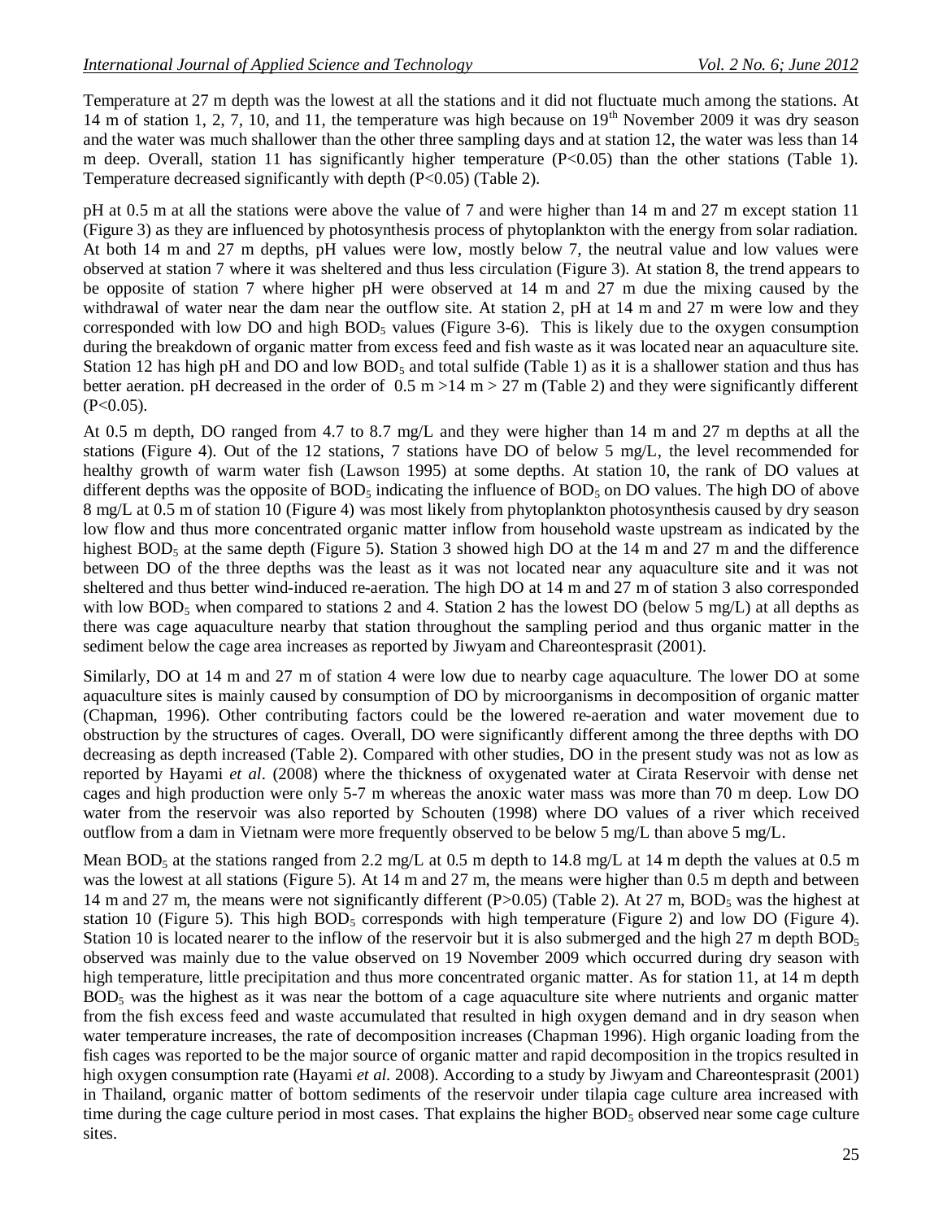Temperature at 27 m depth was the lowest at all the stations and it did not fluctuate much among the stations. At 14 m of station 1, 2, 7, 10, and 11, the temperature was high because on 19[th] November 2009 it was dry season and the water was much shallower than the other three sampling days and at station 12, the water was less than 14 m deep. Overall, station 11 has significantly higher temperature ($P<0.05$) than the other stations (Table 1). Temperature decreased significantly with depth ($P<0.05$) (Table 2).

pH at 0.5 m at all the stations were above the value of 7 and were higher than 14 m and 27 m except station 11 (Figure 3) as they are influenced by photosynthesis process of phytoplankton with the energy from solar radiation. At both 14 m and 27 m depths, pH values were low, mostly below 7, the neutral value and low values were observed at station 7 where it was sheltered and thus less circulation (Figure 3). At station 8, the trend appears to be opposite of station 7 where higher pH were observed at 14 m and 27 m due the mixing caused by the withdrawal of water near the dam near the outflow site. At station 2, pH at 14 m and 27 m were low and they corresponded with low DO and high $BOD_5$ values (Figure 3-6). This is likely due to the oxygen consumption during the breakdown of organic matter from excess feed and fish waste as it was located near an aquaculture site. Station 12 has high pH and DO and low $BOD_5$ and total sulfide (Table 1) as it is a shallower station and thus has better aeration. pH decreased in the order of 0.5 m >14 m > 27 m (Table 2) and they were significantly different ($P<0.05$).

At 0.5 m depth, DO ranged from 4.7 to 8.7 mg/L and they were higher than 14 m and 27 m depths at all the stations (Figure 4). Out of the 12 stations, 7 stations have DO of below 5 mg/L, the level recommended for healthy growth of warm water fish (Lawson 1995) at some depths. At station 10, the rank of DO values at different depths was the opposite of $BOD_5$ indicating the influence of $BOD_5$ on DO values. The high DO of above 8 mg/L at 0.5 m of station 10 (Figure 4) was most likely from phytoplankton photosynthesis caused by dry season low flow and thus more concentrated organic matter inflow from household waste upstream as indicated by the highest $BOD_5$ at the same depth (Figure 5). Station 3 showed high DO at the 14 m and 27 m and the difference between DO of the three depths was the least as it was not located near any aquaculture site and it was not sheltered and thus better wind-induced re-aeration. The high DO at 14 m and 27 m of station 3 also corresponded with low $BOD_5$ when compared to stations 2 and 4. Station 2 has the lowest DO (below 5 mg/L) at all depths as there was cage aquaculture nearby that station throughout the sampling period and thus organic matter in the sediment below the cage area increases as reported by Jiwyam and Chareontesprasit (2001).

Similarly, DO at 14 m and 27 m of station 4 were low due to nearby cage aquaculture. The lower DO at some aquaculture sites is mainly caused by consumption of DO by microorganisms in decomposition of organic matter (Chapman, 1996). Other contributing factors could be the lowered re-aeration and water movement due to obstruction by the structures of cages. Overall, DO were significantly different among the three depths with DO decreasing as depth increased (Table 2). Compared with other studies, DO in the present study was not as low as reported by Hayami *et al*. (2008) where the thickness of oxygenated water at Cirata Reservoir with dense net cages and high production were only 5-7 m whereas the anoxic water mass was more than 70 m deep. Low DO water from the reservoir was also reported by Schouten (1998) where DO values of a river which received outflow from a dam in Vietnam were more frequently observed to be below 5 mg/L than above 5 mg/L.

Mean $BOD_5$ at the stations ranged from 2.2 mg/L at 0.5 m depth to 14.8 mg/L at 14 m depth the values at 0.5 m was the lowest at all stations (Figure 5). At 14 m and 27 m, the means were higher than 0.5 m depth and between 14 m and 27 m, the means were not significantly different ($P>0.05$) (Table 2). At 27 m, $BOD_5$ was the highest at station 10 (Figure 5). This high $BOD_5$ corresponds with high temperature (Figure 2) and low DO (Figure 4). Station 10 is located nearer to the inflow of the reservoir but it is also submerged and the high 27 m depth $BOD_5$ observed was mainly due to the value observed on 19 November 2009 which occurred during dry season with high temperature, little precipitation and thus more concentrated organic matter. As for station 11, at 14 m depth $BOD_5$ was the highest as it was near the bottom of a cage aquaculture site where nutrients and organic matter from the fish excess feed and waste accumulated that resulted in high oxygen demand and in dry season when water temperature increases, the rate of decomposition increases (Chapman 1996). High organic loading from the fish cages was reported to be the major source of organic matter and rapid decomposition in the tropics resulted in high oxygen consumption rate (Hayami *et al.* 2008). According to a study by Jiwyam and Chareontesprasit (2001) in Thailand, organic matter of bottom sediments of the reservoir under tilapia cage culture area increased with time during the cage culture period in most cases. That explains the higher $BOD_5$ observed near some cage culture sites.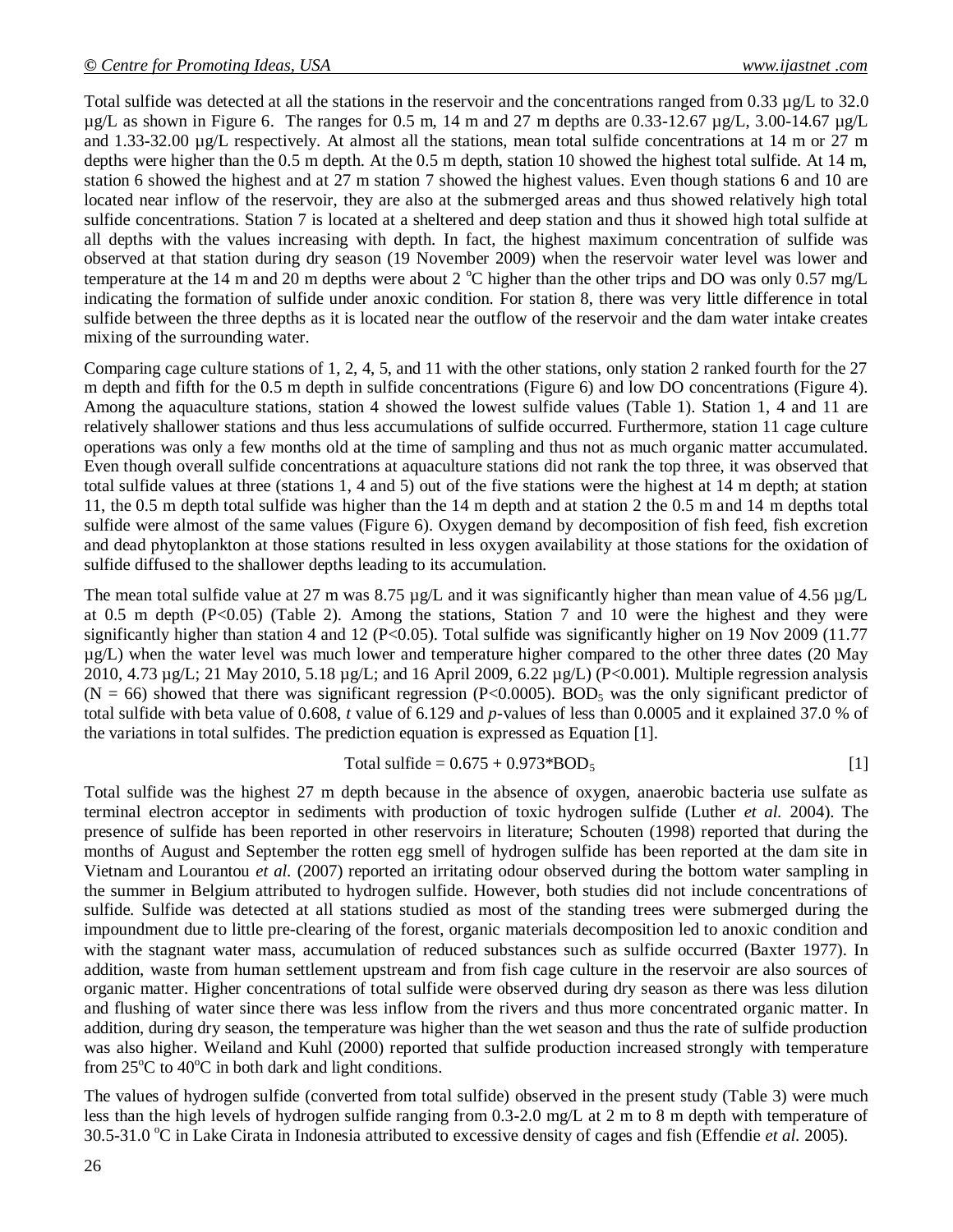Total sulfide was detected at all the stations in the reservoir and the concentrations ranged from 0.33 µg/L to 32.0 µg/L as shown in Figure 6. The ranges for 0.5 m, 14 m and 27 m depths are 0.33-12.67 µg/L, 3.00-14.67 µg/L and 1.33-32.00 µg/L respectively. At almost all the stations, mean total sulfide concentrations at 14 m or 27 m depths were higher than the 0.5 m depth. At the 0.5 m depth, station 10 showed the highest total sulfide. At 14 m, station 6 showed the highest and at 27 m station 7 showed the highest values. Even though stations 6 and 10 are located near inflow of the reservoir, they are also at the submerged areas and thus showed relatively high total sulfide concentrations. Station 7 is located at a sheltered and deep station and thus it showed high total sulfide at all depths with the values increasing with depth. In fact, the highest maximum concentration of sulfide was observed at that station during dry season (19 November 2009) when the reservoir water level was lower and temperature at the 14 m and 20 m depths were about 2 °C higher than the other trips and DO was only 0.57 mg/L indicating the formation of sulfide under anoxic condition. For station 8, there was very little difference in total sulfide between the three depths as it is located near the outflow of the reservoir and the dam water intake creates mixing of the surrounding water.

Comparing cage culture stations of 1, 2, 4, 5, and 11 with the other stations, only station 2 ranked fourth for the 27 m depth and fifth for the 0.5 m depth in sulfide concentrations (Figure 6) and low DO concentrations (Figure 4). Among the aquaculture stations, station 4 showed the lowest sulfide values (Table 1). Station 1, 4 and 11 are relatively shallower stations and thus less accumulations of sulfide occurred. Furthermore, station 11 cage culture operations was only a few months old at the time of sampling and thus not as much organic matter accumulated. Even though overall sulfide concentrations at aquaculture stations did not rank the top three, it was observed that total sulfide values at three (stations 1, 4 and 5) out of the five stations were the highest at 14 m depth; at station 11, the 0.5 m depth total sulfide was higher than the 14 m depth and at station 2 the 0.5 m and 14 m depths total sulfide were almost of the same values (Figure 6). Oxygen demand by decomposition of fish feed, fish excretion and dead phytoplankton at those stations resulted in less oxygen availability at those stations for the oxidation of sulfide diffused to the shallower depths leading to its accumulation.

The mean total sulfide value at 27 m was 8.75 µg/L and it was significantly higher than mean value of 4.56 µg/L at 0.5 m depth ($P<0.05$) (Table 2). Among the stations, Station 7 and 10 were the highest and they were significantly higher than station 4 and 12 ($P<0.05$). Total sulfide was significantly higher on 19 Nov 2009 (11.77 µg/L) when the water level was much lower and temperature higher compared to the other three dates (20 May 2010, 4.73 µg/L; 21 May 2010, 5.18 µg/L; and 16 April 2009, 6.22 µg/L) ($P<0.001$). Multiple regression analysis ($N = 66$) showed that there was significant regression ($P<0.0005$). $BOD_5$ was the only significant predictor of total sulfide with beta value of 0.608, *t* value of 6.129 and *p*-values of less than 0.0005 and it explained 37.0 % of the variations in total sulfides. The prediction equation is expressed as Equation [1].

$$\text{Total sulfide} = 0.675 + 0.973*BOD_5 \qquad [1]$$

Total sulfide was the highest 27 m depth because in the absence of oxygen, anaerobic bacteria use sulfate as terminal electron acceptor in sediments with production of toxic hydrogen sulfide (Luther *et al.* 2004). The presence of sulfide has been reported in other reservoirs in literature; Schouten (1998) reported that during the months of August and September the rotten egg smell of hydrogen sulfide has been reported at the dam site in Vietnam and Lourantou *et al.* (2007) reported an irritating odour observed during the bottom water sampling in the summer in Belgium attributed to hydrogen sulfide. However, both studies did not include concentrations of sulfide. Sulfide was detected at all stations studied as most of the standing trees were submerged during the impoundment due to little pre-clearing of the forest, organic materials decomposition led to anoxic condition and with the stagnant water mass, accumulation of reduced substances such as sulfide occurred (Baxter 1977). In addition, waste from human settlement upstream and from fish cage culture in the reservoir are also sources of organic matter. Higher concentrations of total sulfide were observed during dry season as there was less dilution and flushing of water since there was less inflow from the rivers and thus more concentrated organic matter. In addition, during dry season, the temperature was higher than the wet season and thus the rate of sulfide production was also higher. Weiland and Kuhl (2000) reported that sulfide production increased strongly with temperature from 25°C to 40°C in both dark and light conditions.

The values of hydrogen sulfide (converted from total sulfide) observed in the present study (Table 3) were much less than the high levels of hydrogen sulfide ranging from 0.3-2.0 mg/L at 2 m to 8 m depth with temperature of 30.5-31.0 °C in Lake Cirata in Indonesia attributed to excessive density of cages and fish (Effendie *et al.* 2005).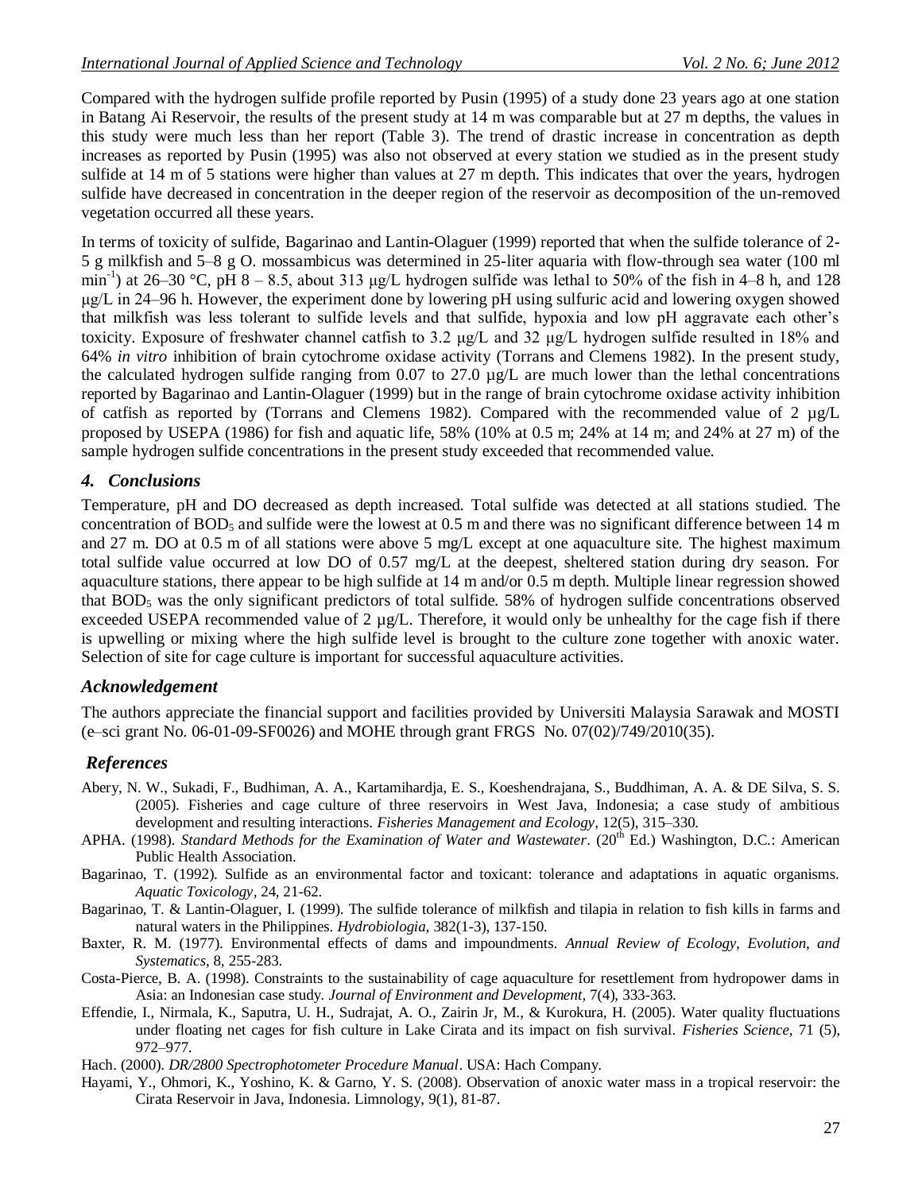Compared with the hydrogen sulfide profile reported by Pusin (1995) of a study done 23 years ago at one station in Batang Ai Reservoir, the results of the present study at 14 m was comparable but at 27 m depths, the values in this study were much less than her report (Table 3). The trend of drastic increase in concentration as depth increases as reported by Pusin (1995) was also not observed at every station we studied as in the present study sulfide at 14 m of 5 stations were higher than values at 27 m depth. This indicates that over the years, hydrogen sulfide have decreased in concentration in the deeper region of the reservoir as decomposition of the un-removed vegetation occurred all these years.

In terms of toxicity of sulfide, Bagarinao and Lantin-Olaguer (1999) reported that when the sulfide tolerance of 2-5 g milkfish and 5–8 g O. mossambicus was determined in 25-liter aquaria with flow-through sea water (100 ml $min^{-1}$) at 26–30 °C, pH 8 – 8.5, about 313 µg/L hydrogen sulfide was lethal to 50% of the fish in 4–8 h, and 128 µg/L in 24–96 h. However, the experiment done by lowering pH using sulfuric acid and lowering oxygen showed that milkfish was less tolerant to sulfide levels and that sulfide, hypoxia and low pH aggravate each other's toxicity. Exposure of freshwater channel catfish to 3.2 µg/L and 32 µg/L hydrogen sulfide resulted in 18% and 64% *in vitro* inhibition of brain cytochrome oxidase activity (Torrans and Clemens 1982). In the present study, the calculated hydrogen sulfide ranging from 0.07 to 27.0 µg/L are much lower than the lethal concentrations reported by Bagarinao and Lantin-Olaguer (1999) but in the range of brain cytochrome oxidase activity inhibition of catfish as reported by (Torrans and Clemens 1982). Compared with the recommended value of 2 µg/L proposed by USEPA (1986) for fish and aquatic life, 58% (10% at 0.5 m; 24% at 14 m; and 24% at 27 m) of the sample hydrogen sulfide concentrations in the present study exceeded that recommended value.

## 4. Conclusions

Temperature, pH and DO decreased as depth increased. Total sulfide was detected at all stations studied. The concentration of $BOD_5$ and sulfide were the lowest at 0.5 m and there was no significant difference between 14 m and 27 m. DO at 0.5 m of all stations were above 5 mg/L except at one aquaculture site. The highest maximum total sulfide value occurred at low DO of 0.57 mg/L at the deepest, sheltered station during dry season. For aquaculture stations, there appear to be high sulfide at 14 m and/or 0.5 m depth. Multiple linear regression showed that $BOD_5$ was the only significant predictors of total sulfide. 58% of hydrogen sulfide concentrations observed exceeded USEPA recommended value of 2 µg/L. Therefore, it would only be unhealthy for the cage fish if there is upwelling or mixing where the high sulfide level is brought to the culture zone together with anoxic water. Selection of site for cage culture is important for successful aquaculture activities.

## Acknowledgement

The authors appreciate the financial support and facilities provided by Universiti Malaysia Sarawak and MOSTI (e–sci grant No. 06-01-09-SF0026) and MOHE through grant FRGS No. 07(02)/749/2010(35).

## References

Abery, N. W., Sukadi, F., Budhiman, A. A., Kartamihardja, E. S., Koeshendrajana, S., Buddhiman, A. A. & DE Silva, S. S. (2005). Fisheries and cage culture of three reservoirs in West Java, Indonesia; a case study of ambitious development and resulting interactions. *Fisheries Management and Ecology,* 12(5), 315–330.

APHA. (1998). *Standard Methods for the Examination of Water and Wastewater*. (20th Ed.) Washington, D.C.: American Public Health Association.

Bagarinao, T. (1992). Sulfide as an environmental factor and toxicant: tolerance and adaptations in aquatic organisms. *Aquatic Toxicology,* 24, 21-62.

Bagarinao, T. & Lantin-Olaguer, I. (1999). The sulfide tolerance of milkfish and tilapia in relation to fish kills in farms and natural waters in the Philippines. *Hydrobiologia,* 382(1-3), 137-150.

Baxter, R. M. (1977). Environmental effects of dams and impoundments. *Annual Review of Ecology, Evolution, and Systematics*, 8, 255-283.

Costa-Pierce, B. A. (1998). Constraints to the sustainability of cage aquaculture for resettlement from hydropower dams in Asia: an Indonesian case study. *Journal of Environment and Development,* 7(4), 333-363.

Effendie, I., Nirmala, K., Saputra, U. H., Sudrajat, A. O., Zairin Jr, M., & Kurokura, H. (2005). Water quality fluctuations under floating net cages for fish culture in Lake Cirata and its impact on fish survival. *Fisheries Science,* 71 (5), 972–977.

Hach. (2000). *DR/2800 Spectrophotometer Procedure Manual*. USA: Hach Company.

Hayami, Y., Ohmori, K., Yoshino, K. & Garno, Y. S. (2008). Observation of anoxic water mass in a tropical reservoir: the Cirata Reservoir in Java, Indonesia. Limnology, 9(1), 81-87.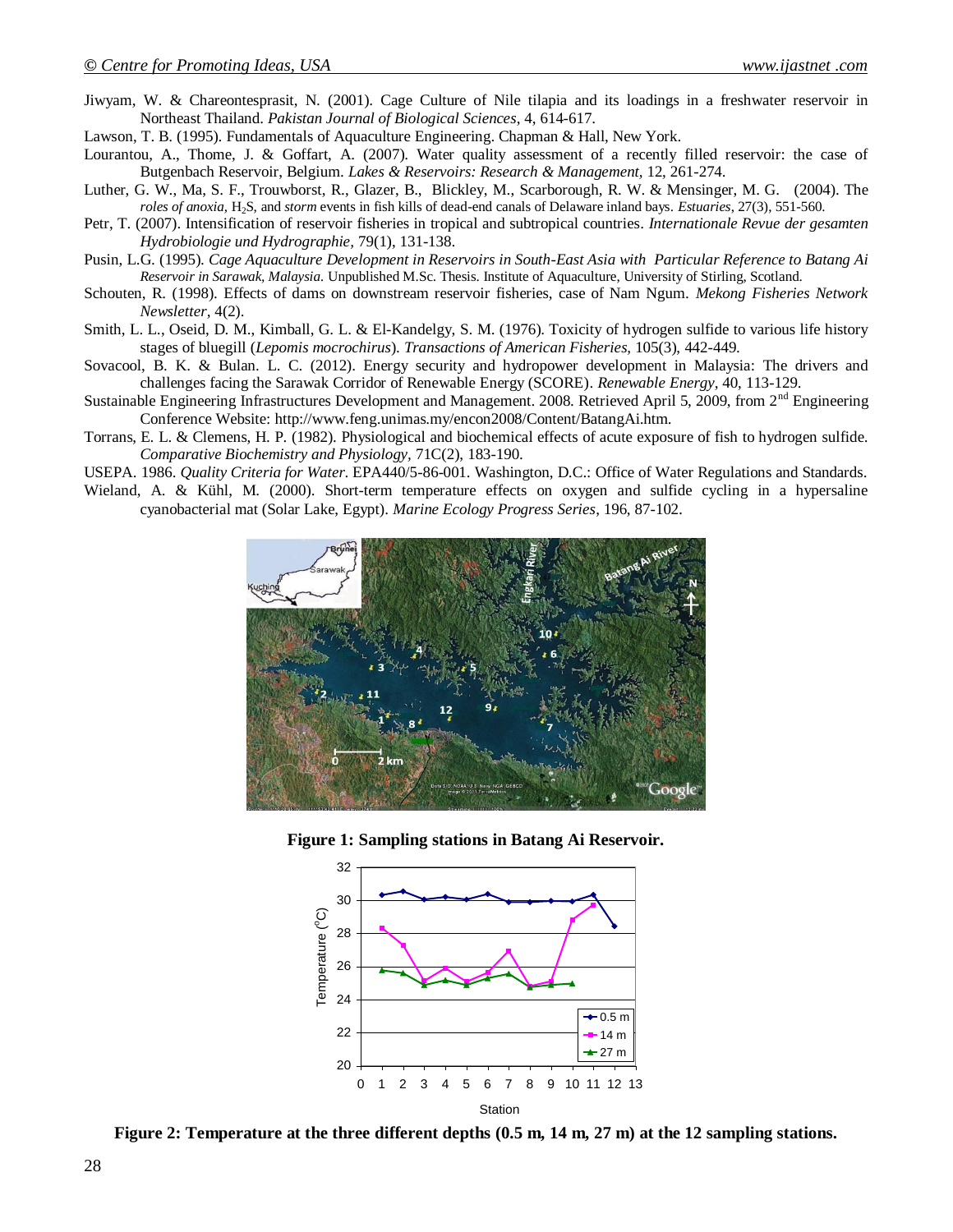Jiwyam, W. & Chareontesprasit, N. (2001). Cage Culture of Nile tilapia and its loadings in a freshwater reservoir in Northeast Thailand. *Pakistan Journal of Biological Sciences*, 4, 614-617.

Lawson, T. B. (1995). Fundamentals of Aquaculture Engineering. Chapman & Hall, New York.

Lourantou, A., Thome, J. & Goffart, A. (2007). Water quality assessment of a recently filled reservoir: the case of Butgenbach Reservoir, Belgium. *Lakes & Reservoirs: Research & Management*, 12, 261-274.

Luther, G. W., Ma, S. F., Trouwborst, R., Glazer, B., Blickley, M., Scarborough, R. W. & Mensinger, M. G. (2004). The *roles of anoxia*, $H_2S$, and *storm* events in fish kills of dead-end canals of Delaware inland bays. *Estuaries*, 27(3), 551-560.

Petr, T. (2007). Intensification of reservoir fisheries in tropical and subtropical countries. *Internationale Revue der gesamten Hydrobiologie und Hydrographie*, 79(1), 131-138.

Pusin, L.G. (1995). *Cage Aquaculture Development in Reservoirs in South-East Asia with Particular Reference to Batang Ai Reservoir in Sarawak, Malaysia.* Unpublished M.Sc. Thesis. Institute of Aquaculture, University of Stirling, Scotland.

Schouten, R. (1998). Effects of dams on downstream reservoir fisheries, case of Nam Ngum. *Mekong Fisheries Network Newsletter*, 4(2).

Smith, L. L., Oseid, D. M., Kimball, G. L. & El-Kandelgy, S. M. (1976). Toxicity of hydrogen sulfide to various life history stages of bluegill (*Lepomis mochrochirus*). *Transactions of American Fisheries*, 105(3), 442-449.

Sovacool, B. K. & Bulan. L. C. (2012). Energy security and hydropower development in Malaysia: The drivers and challenges facing the Sarawak Corridor of Renewable Energy (SCORE). *Renewable Energy*, 40, 113-129.

Sustainable Engineering Infrastructures Development and Management. 2008. Retrieved April 5, 2009, from 2nd Engineering Conference Website: http://www.feng.unimas.my/encon2008/Content/BatangAi.htm.

Torrans, E. L. & Clemens, H. P. (1982). Physiological and biochemical effects of acute exposure of fish to hydrogen sulfide. *Comparative Biochemistry and Physiology*, 71C(2), 183-190.

USEPA. 1986. *Quality Criteria for Water*. EPA440/5-86-001. Washington, D.C.: Office of Water Regulations and Standards.

Wieland, A. & Kühl, M. (2000). Short-term temperature effects on oxygen and sulfide cycling in a hypersaline cyanobacterial mat (Solar Lake, Egypt). *Marine Ecology Progress Series*, 196, 87-102.

**Figure 1: Sampling stations in Batang Ai Reservoir.**

**Figure 2: Temperature at the three different depths (0.5 m, 14 m, 27 m) at the 12 sampling stations.**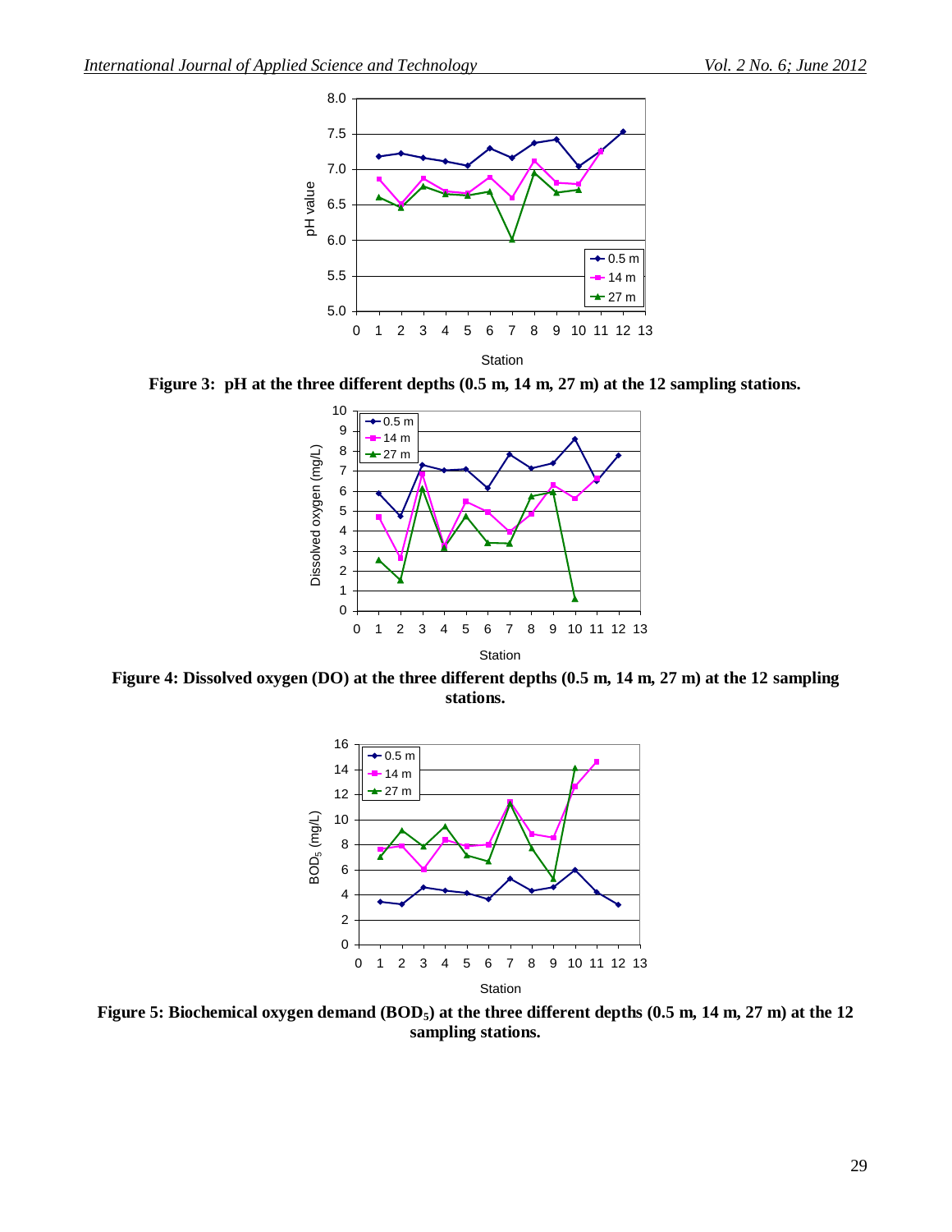Figure 3: pH at the three different depths (0.5 m, 14 m, 27 m) at the 12 sampling stations.

Figure 4: Dissolved oxygen (DO) at the three different depths (0.5 m, 14 m, 27 m) at the 12 sampling stations.

Figure 5: Biochemical oxygen demand ($BOD_5$) at the three different depths (0.5 m, 14 m, 27 m) at the 12 sampling stations.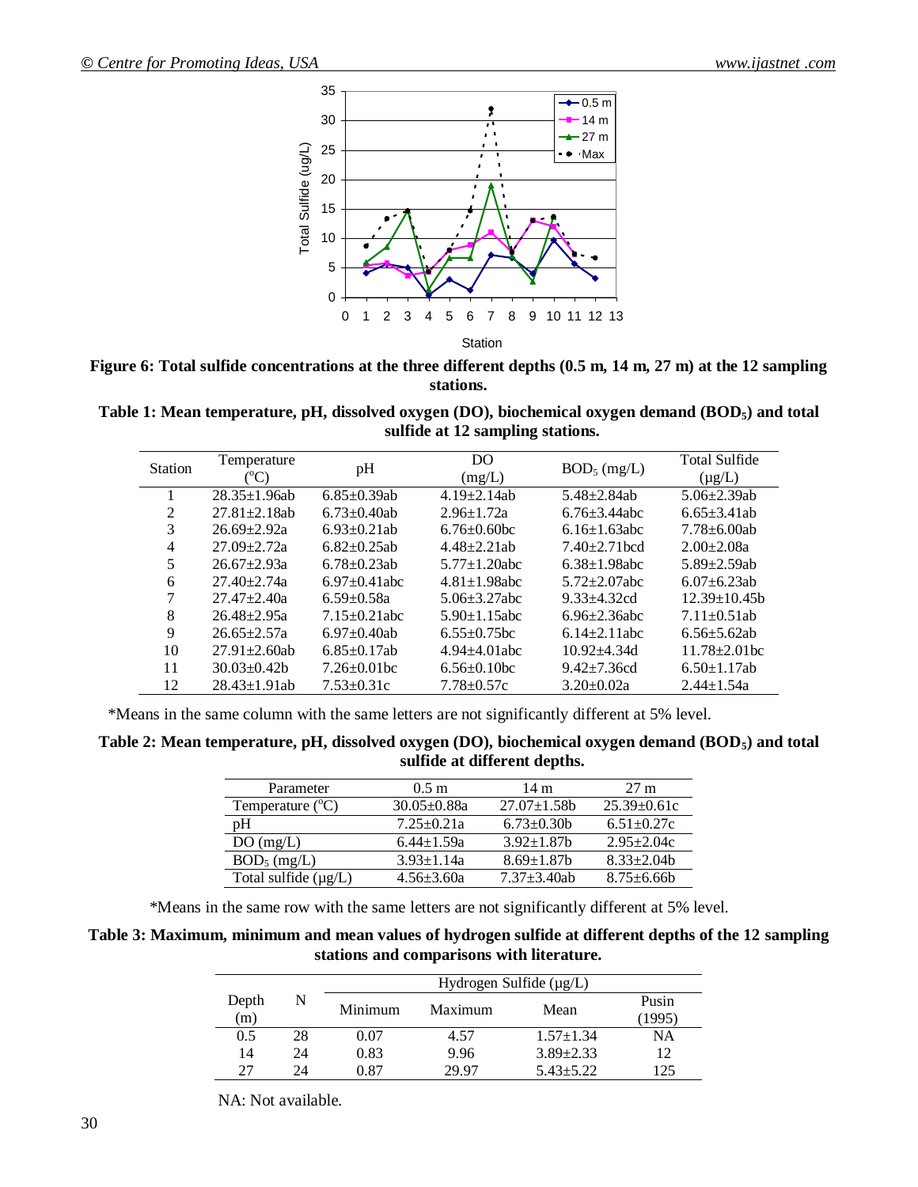35
30
25
20
15
10
5
0

Total Sulfide (ug/L)

0 1 2 3 4 5 6 7 8 9 10 11 12 13

Station

0.5 m
14 m
27 m
Max

**Figure 6: Total sulfide concentrations at the three different depths (0.5 m, 14 m, 27 m) at the 12 sampling stations.**

**Table 1: Mean temperature, pH, dissolved oxygen (DO), biochemical oxygen demand ($BOD_5$) and total sulfide at 12 sampling stations.**

| Station | Temperature (°C) | pH | DO (mg/L) | $BOD_5$ (mg/L) | Total Sulfide (µg/L) |
|---|---|---|---|---|---|
| 1 | 28.35±1.96ab | 6.85±0.39ab | 4.19±2.14ab | 5.48±2.84ab | 5.06±2.39ab |
| 2 | 27.81±2.18ab | 6.73±0.40ab | 2.96±1.72a | 6.76±3.44abc | 6.65±3.41ab |
| 3 | 26.69±2.92a | 6.93±0.21ab | 6.76±0.60bc | 6.16±1.63abc | 7.78±6.00ab |
| 4 | 27.09±2.72a | 6.82±0.25ab | 4.48±2.21ab | 7.40±2.71bcd | 2.00±2.08a |
| 5 | 26.67±2.93a | 6.78±0.23ab | 5.77±1.20abc | 6.38±1.98abc | 5.89±2.59ab |
| 6 | 27.40±2.74a | 6.97±0.41abc | 4.81±1.98abc | 5.72±2.07abc | 6.07±6.23ab |
| 7 | 27.47±2.40a | 6.59±0.58a | 5.06±3.27abc | 9.33±4.32cd | 12.39±10.45b |
| 8 | 26.48±2.95a | 7.15±0.21abc | 5.90±1.15abc | 6.96±2.36abc | 7.11±0.51ab |
| 9 | 26.65±2.57a | 6.97±0.40ab | 6.55±0.75bc | 6.14±2.11abc | 6.56±5.62ab |
| 10 | 27.91±2.60ab | 6.85±0.17ab | 4.94±4.01abc | 10.92±4.34d | 11.78±2.01bc |
| 11 | 30.03±0.42b | 7.26±0.01bc | 6.56±0.10bc | 9.42±7.36cd | 6.50±1.17ab |
| 12 | 28.43±1.91ab | 7.53±0.31c | 7.78±0.57c | 3.20±0.02a | 2.44±1.54a |

*Means in the same column with the same letters are not significantly different at 5% level.

**Table 2: Mean temperature, pH, dissolved oxygen (DO), biochemical oxygen demand ($BOD_5$) and total sulfide at different depths.**

| Parameter | 0.5 m | 14 m | 27 m |
|---|---|---|---|
| Temperature (°C) | 30.05±0.88a | 27.07±1.58b | 25.39±0.61c |
| pH | 7.25±0.21a | 6.73±0.30b | 6.51±0.27c |
| DO (mg/L) | 6.44±1.59a | 3.92±1.87b | 2.95±2.04c |
| $BOD_5$ (mg/L) | 3.93±1.14a | 8.69±1.87b | 8.33±2.04b |
| Total sulfide (µg/L) | 4.56±3.60a | 7.37±3.40ab | 8.75±6.66b |

*Means in the same row with the same letters are not significantly different at 5% level.

**Table 3: Maximum, minimum and mean values of hydrogen sulfide at different depths of the 12 sampling stations and comparisons with literature.**

| Depth (m) | N | Hydrogen Sulfide (µg/L) | | | |
|---|---|---|---|---|---|
| | | Minimum | Maximum | Mean | Pusin (1995) |
| 0.5 | 28 | 0.07 | 4.57 | 1.57±1.34 | NA |
| 14 | 24 | 0.83 | 9.96 | 3.89±2.33 | 12 |
| 27 | 24 | 0.87 | 29.97 | 5.43±5.22 | 125 |

NA: Not available.